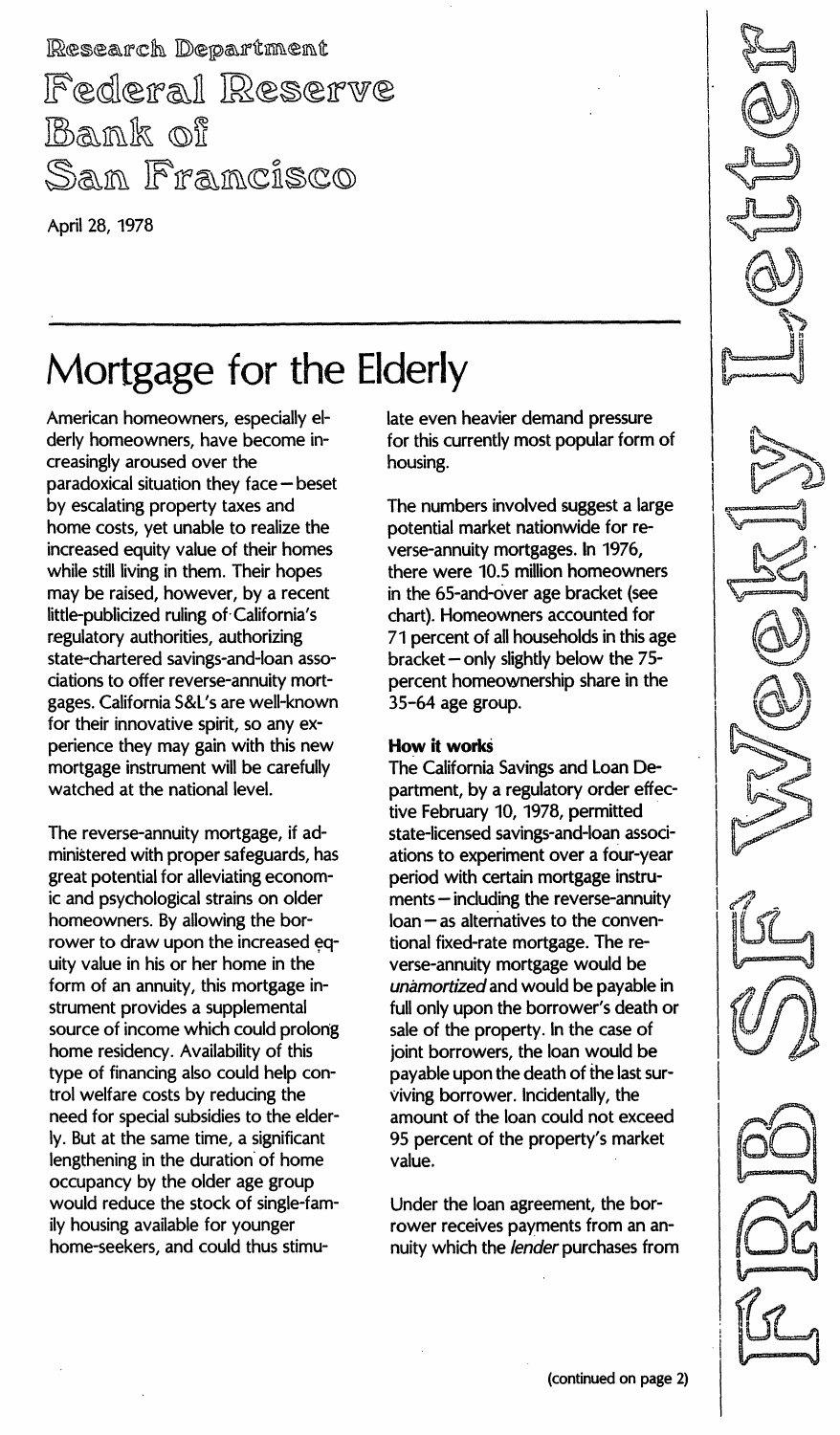Research Department
Federal Reserve
Bank of
San Francisco

April 28, 1978

FRB SF Weekly Letter

# Mortgage for the Elderly

American homeowners, especially elderly homeowners, have become increasingly aroused over the paradoxical situation they face—beset by escalating property taxes and home costs, yet unable to realize the increased equity value of their homes while still living in them. Their hopes may be raised, however, by a recent little-publicized ruling of California's regulatory authorities, authorizing state-chartered savings-and-loan associations to offer reverse-annuity mortgages. California S&L's are well-known for their innovative spirit, so any experience they may gain with this new mortgage instrument will be carefully watched at the national level.

The reverse-annuity mortgage, if administered with proper safeguards, has great potential for alleviating economic and psychological strains on older homeowners. By allowing the borrower to draw upon the increased equity value in his or her home in the form of an annuity, this mortgage instrument provides a supplemental source of income which could prolong home residency. Availability of this type of financing also could help control welfare costs by reducing the need for special subsidies to the elderly. But at the same time, a significant lengthening in the duration of home occupancy by the older age group would reduce the stock of single-family housing available for younger home-seekers, and could thus stimulate even heavier demand pressure for this currently most popular form of housing.

The numbers involved suggest a large potential market nationwide for reverse-annuity mortgages. In 1976, there were 10.5 million homeowners in the 65-and-over age bracket (see chart). Homeowners accounted for 71 percent of all households in this age bracket—only slightly below the 75-percent homeownership share in the 35-64 age group.

**How it works**

The California Savings and Loan Department, by a regulatory order effective February 10, 1978, permitted state-licensed savings-and-loan associations to experiment over a four-year period with certain mortgage instruments—including the reverse-annuity loan—as alternatives to the conventional fixed-rate mortgage. The reverse-annuity mortgage would be *unamortized* and would be payable in full only upon the borrower's death or sale of the property. In the case of joint borrowers, the loan would be payable upon the death of the last surviving borrower. Incidentally, the amount of the loan could not exceed 95 percent of the property's market value.

Under the loan agreement, the borrower receives payments from an annuity which the *lender* purchases from

(continued on page 2)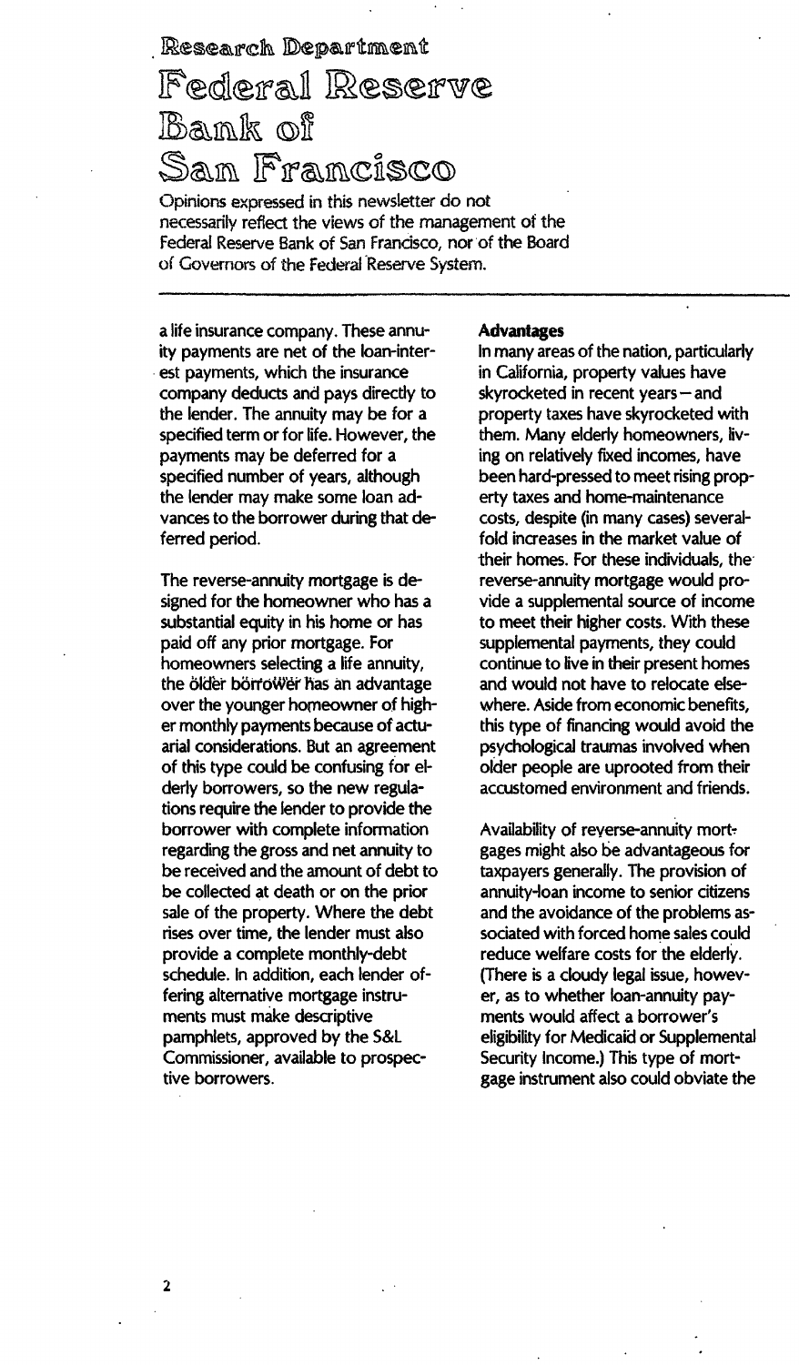Research Department

# Federal Reserve Bank of San Francisco

Opinions expressed in this newsletter do not necessarily reflect the views of the management of the Federal Reserve Bank of San Francisco, nor of the Board of Governors of the Federal Reserve System.

a life insurance company. These annuity payments are net of the loan-interest payments, which the insurance company deducts and pays directly to the lender. The annuity may be for a specified term or for life. However, the payments may be deferred for a specified number of years, although the lender may make some loan advances to the borrower during that deferred period.

The reverse-annuity mortgage is designed for the homeowner who has a substantial equity in his home or has paid off any prior mortgage. For homeowners selecting a life annuity, the older borrower has an advantage over the younger homeowner of higher monthly payments because of actuarial considerations. But an agreement of this type could be confusing for elderly borrowers, so the new regulations require the lender to provide the borrower with complete information regarding the gross and net annuity to be received and the amount of debt to be collected at death or on the prior sale of the property. Where the debt rises over time, the lender must also provide a complete monthly-debt schedule. In addition, each lender offering alternative mortgage instruments must make descriptive pamphlets, approved by the S&L Commissioner, available to prospective borrowers.

**Advantages**

In many areas of the nation, particularly in California, property values have skyrocketed in recent years—and property taxes have skyrocketed with them. Many elderly homeowners, living on relatively fixed incomes, have been hard-pressed to meet rising property taxes and home-maintenance costs, despite (in many cases) several-fold increases in the market value of their homes. For these individuals, the reverse-annuity mortgage would provide a supplemental source of income to meet their higher costs. With these supplemental payments, they could continue to live in their present homes and would not have to relocate elsewhere. Aside from economic benefits, this type of financing would avoid the psychological traumas involved when older people are uprooted from their accustomed environment and friends.

Availability of reverse-annuity mortgages might also be advantageous for taxpayers generally. The provision of annuity-loan income to senior citizens and the avoidance of the problems associated with forced home sales could reduce welfare costs for the elderly. (There is a cloudy legal issue, however, as to whether loan-annuity payments would affect a borrower's eligibility for Medicaid or Supplemental Security Income.) This type of mortgage instrument also could obviate the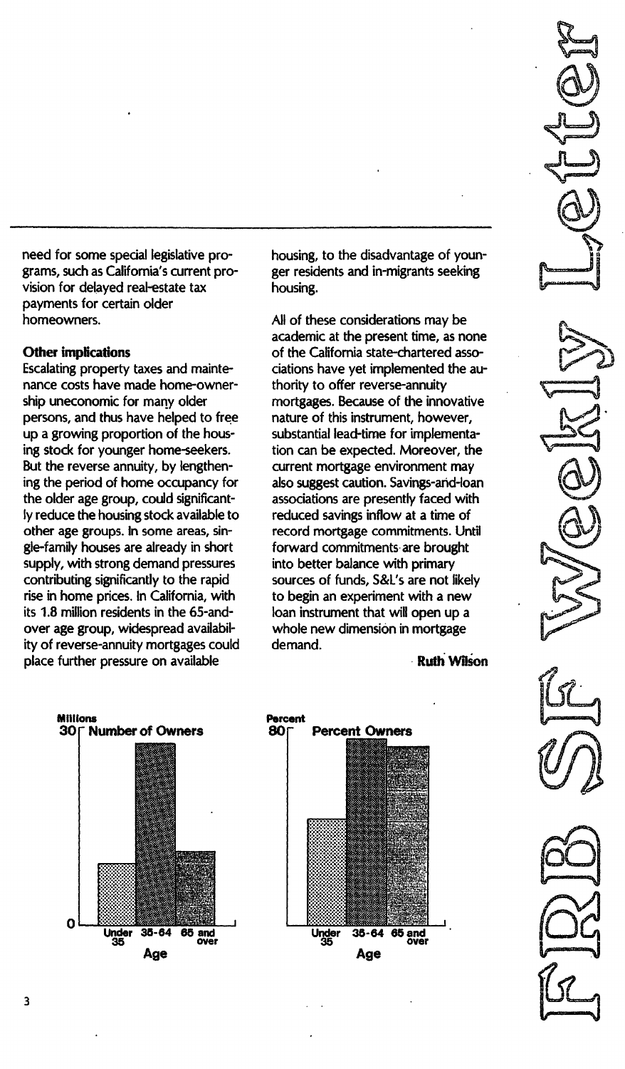need for some special legislative programs, such as California's current provision for delayed real-estate tax payments for certain older homeowners.

**Other implications**

Escalating property taxes and maintenance costs have made home-ownership uneconomic for many older persons, and thus have helped to free up a growing proportion of the housing stock for younger home-seekers. But the reverse annuity, by lengthening the period of home occupancy for the older age group, could significantly reduce the housing stock available to other age groups. In some areas, single-family houses are already in short supply, with strong demand pressures contributing significantly to the rapid rise in home prices. In California, with its 1.8 million residents in the 65-and-over age group, widespread availability of reverse-annuity mortgages could place further pressure on available housing, to the disadvantage of younger residents and in-migrants seeking housing.

All of these considerations may be academic at the present time, as none of the California state-chartered associations have yet implemented the authority to offer reverse-annuity mortgages. Because of the innovative nature of this instrument, however, substantial lead-time for implementation can be expected. Moreover, the current mortgage environment may also suggest caution. Savings-and-loan associations are presently faced with reduced savings inflow at a time of record mortgage commitments. Until forward commitments are brought into better balance with primary sources of funds, S&L's are not likely to begin an experiment with a new loan instrument that will open up a whole new dimension in mortgage demand.

**Ruth Wilson**

Millions
**Number of Owners**
Under 35 | 35-64 | 65 and over
Age

Percent
**Percent Owners**
Under 35 | 35-64 | 65 and over
Age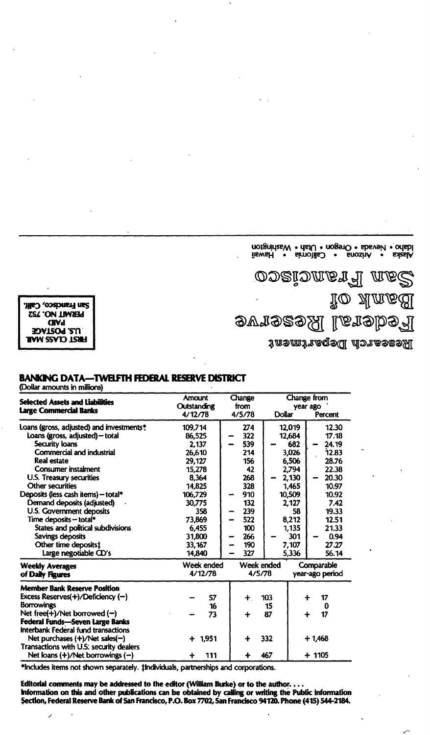Research Department

Federal Reserve

Bank of

San Francisco

Alaska • Arizona • California • Hawaii
Idaho • Nevada • Oregon • Utah • Washington

FIRST CLASS MAIL
U.S. POSTAGE
PAID
PERMIT NO. 752
San Francisco, Calif.

## BANKING DATA—TWELFTH FEDERAL RESERVE DISTRICT

(Dollar amounts in millions)

| Selected Assets and Liabilities Large Commercial Banks | Amount Outstanding 4/12/78 | Change from 4/5/78 | Change from year ago Dollar | Change from year ago Percent |
|---|---|---|---|---|
| Loans (gross, adjusted) and investments‡ | 109,714 | 274 | 12,019 | 12.30 |
| Loans (gross, adjusted) — total | 86,525 | – 322 | 12,684 | 17.18 |
| Security loans | 2,137 | – 539 | – 682 | – 24.19 |
| Commercial and industrial | 26,610 | 214 | 3,026 | 12.83 |
| Real estate | 29,127 | 156 | 6,506 | 28.76 |
| Consumer instalment | 15,278 | 42 | 2,794 | 22.38 |
| U.S. Treasury securities | 8,364 | 268 | – 2,130 | – 20.30 |
| Other securities | 14,825 | 328 | 1,465 | 10.97 |
| Deposits (less cash items) — total* | 106,729 | – 910 | 10,509 | 10.92 |
| Demand deposits (adjusted) | 30,775 | 132 | 2,127 | 7.42 |
| U.S. Government deposits | 358 | – 239 | 58 | 19.33 |
| Time deposits — total* | 73,869 | – 522 | 8,212 | 12.51 |
| States and political subdivisions | 6,455 | 100 | 1,135 | 21.33 |
| Savings deposits | 31,800 | – 266 | – 301 | – 0.94 |
| Other time deposits‡ | 33,167 | – 190 | 7,107 | 27.27 |
| Large negotiable CD's | 14,840 | – 327 | 5,336 | 56.14 |

| Weekly Averages of Daily Figures | Week ended 4/12/78 | Week ended 4/5/78 | Comparable year-ago period |
|---|---|---|---|
| **Member Bank Reserve Position** | | | |
| Excess Reserves(+)/Deficiency (–) | – 57 | + 103 | + 17 |
| Borrowings | 16 | 15 | 0 |
| Net free(+)/Net borrowed (–) | – 73 | + 87 | + 17 |
| **Federal Funds—Seven Large Banks** | | | |
| Interbank Federal fund transactions | | | |
| Net purchases (+)/Net sales(–) | + 1,951 | + 332 | + 1,468 |
| Transactions with U.S. security dealers | | | |
| Net loans (+)/Net borrowings (–) | + 111 | + 467 | + 1105 |

*Includes items not shown separately. ‡Individuals, partnerships and corporations.

**Editorial comments may be addressed to the editor (William Burke) or to the author. . . .**
**Information on this and other publications can be obtained by calling or writing the Public Information Section, Federal Reserve Bank of San Francisco, P.O. Box 7702, San Francisco 94120. Phone (415) 544-2184.**